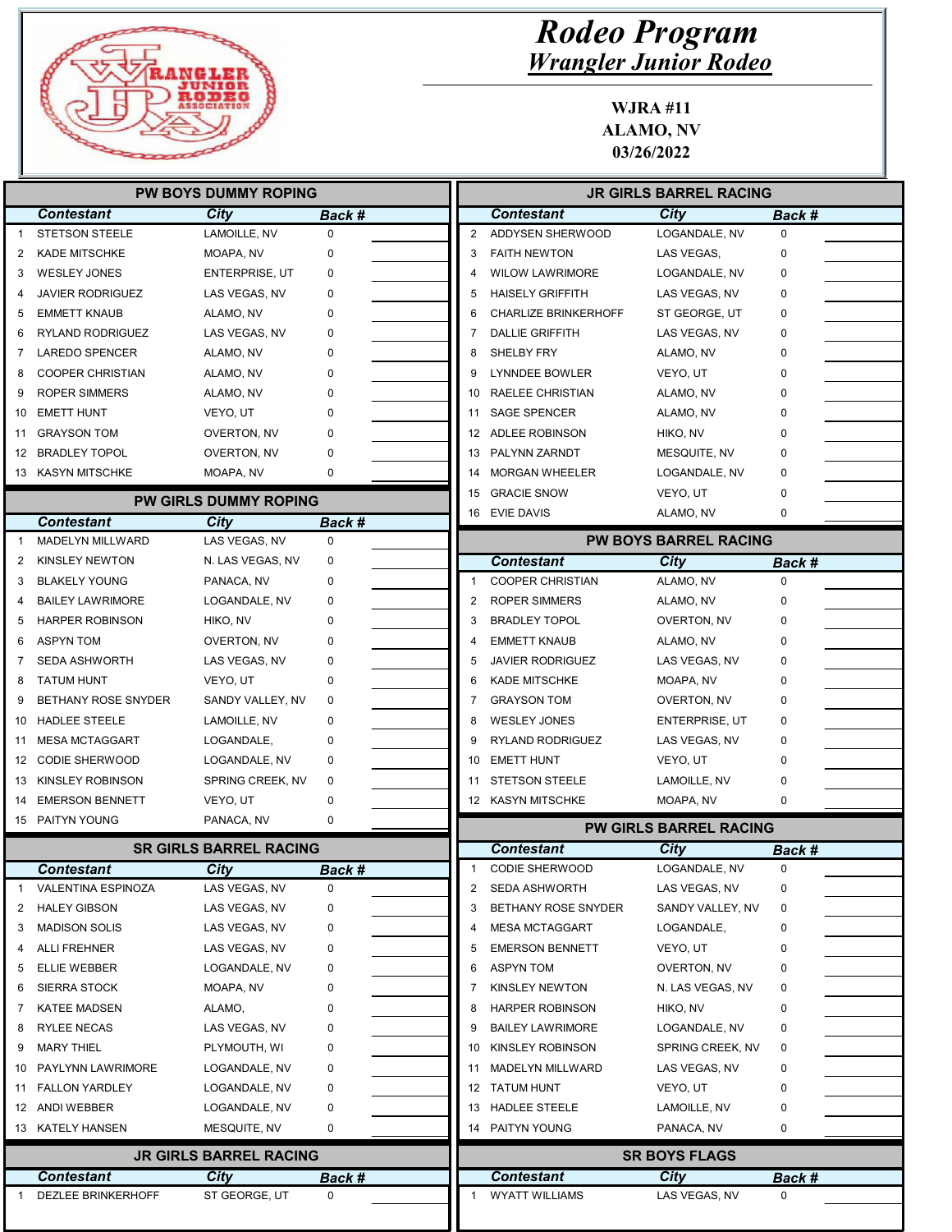# Rodeo Program

## Wrangler Junior Rodeo

**WJRA #11**
**ALAMO, NV**
**03/26/2022**

### PW BOYS DUMMY ROPING

| | Contestant | City | Back # | |
|---|---|---|---|---|
| 1 | STETSON STEELE | LAMOILLE, NV | 0 | |
| 2 | KADE MITSCHKE | MOAPA, NV | 0 | |
| 3 | WESLEY JONES | ENTERPRISE, UT | 0 | |
| 4 | JAVIER RODRIGUEZ | LAS VEGAS, NV | 0 | |
| 5 | EMMETT KNAUB | ALAMO, NV | 0 | |
| 6 | RYLAND RODRIGUEZ | LAS VEGAS, NV | 0 | |
| 7 | LAREDO SPENCER | ALAMO, NV | 0 | |
| 8 | COOPER CHRISTIAN | ALAMO, NV | 0 | |
| 9 | ROPER SIMMERS | ALAMO, NV | 0 | |
| 10 | EMETT HUNT | VEYO, UT | 0 | |
| 11 | GRAYSON TOM | OVERTON, NV | 0 | |
| 12 | BRADLEY TOPOL | OVERTON, NV | 0 | |
| 13 | KASYN MITSCHKE | MOAPA, NV | 0 | |

### PW GIRLS DUMMY ROPING

| | Contestant | City | Back # | |
|---|---|---|---|---|
| 1 | MADELYN MILLWARD | LAS VEGAS, NV | 0 | |
| 2 | KINSLEY NEWTON | N. LAS VEGAS, NV | 0 | |
| 3 | BLAKELY YOUNG | PANACA, NV | 0 | |
| 4 | BAILEY LAWRIMORE | LOGANDALE, NV | 0 | |
| 5 | HARPER ROBINSON | HIKO, NV | 0 | |
| 6 | ASPYN TOM | OVERTON, NV | 0 | |
| 7 | SEDA ASHWORTH | LAS VEGAS, NV | 0 | |
| 8 | TATUM HUNT | VEYO, UT | 0 | |
| 9 | BETHANY ROSE SNYDER | SANDY VALLEY, NV | 0 | |
| 10 | HADLEE STEELE | LAMOILLE, NV | 0 | |
| 11 | MESA MCTAGGART | LOGANDALE, | 0 | |
| 12 | CODIE SHERWOOD | LOGANDALE, NV | 0 | |
| 13 | KINSLEY ROBINSON | SPRING CREEK, NV | 0 | |
| 14 | EMERSON BENNETT | VEYO, UT | 0 | |
| 15 | PAITYN YOUNG | PANACA, NV | 0 | |

### SR GIRLS BARREL RACING

| | Contestant | City | Back # | |
|---|---|---|---|---|
| 1 | VALENTINA ESPINOZA | LAS VEGAS, NV | 0 | |
| 2 | HALEY GIBSON | LAS VEGAS, NV | 0 | |
| 3 | MADISON SOLIS | LAS VEGAS, NV | 0 | |
| 4 | ALLI FREHNER | LAS VEGAS, NV | 0 | |
| 5 | ELLIE WEBBER | LOGANDALE, NV | 0 | |
| 6 | SIERRA STOCK | MOAPA, NV | 0 | |
| 7 | KATEE MADSEN | ALAMO, | 0 | |
| 8 | RYLEE NECAS | LAS VEGAS, NV | 0 | |
| 9 | MARY THIEL | PLYMOUTH, WI | 0 | |
| 10 | PAYLYNN LAWRIMORE | LOGANDALE, NV | 0 | |
| 11 | FALLON YARDLEY | LOGANDALE, NV | 0 | |
| 12 | ANDI WEBBER | LOGANDALE, NV | 0 | |
| 13 | KATELY HANSEN | MESQUITE, NV | 0 | |

### JR GIRLS BARREL RACING

| | Contestant | City | Back # | |
|---|---|---|---|---|
| 1 | DEZLEE BRINKERHOFF | ST GEORGE, UT | 0 | |
| 2 | ADDYSEN SHERWOOD | LOGANDALE, NV | 0 | |
| 3 | FAITH NEWTON | LAS VEGAS, | 0 | |
| 4 | WILOW LAWRIMORE | LOGANDALE, NV | 0 | |
| 5 | HAISELY GRIFFITH | LAS VEGAS, NV | 0 | |
| 6 | CHARLIZE BRINKERHOFF | ST GEORGE, UT | 0 | |
| 7 | DALLIE GRIFFITH | LAS VEGAS, NV | 0 | |
| 8 | SHELBY FRY | ALAMO, NV | 0 | |
| 9 | LYNNDEE BOWLER | VEYO, UT | 0 | |
| 10 | RAELEE CHRISTIAN | ALAMO, NV | 0 | |
| 11 | SAGE SPENCER | ALAMO, NV | 0 | |
| 12 | ADLEE ROBINSON | HIKO, NV | 0 | |
| 13 | PALYNN ZARNDT | MESQUITE, NV | 0 | |
| 14 | MORGAN WHEELER | LOGANDALE, NV | 0 | |
| 15 | GRACIE SNOW | VEYO, UT | 0 | |
| 16 | EVIE DAVIS | ALAMO, NV | 0 | |

### PW BOYS BARREL RACING

| | Contestant | City | Back # | |
|---|---|---|---|---|
| 1 | COOPER CHRISTIAN | ALAMO, NV | 0 | |
| 2 | ROPER SIMMERS | ALAMO, NV | 0 | |
| 3 | BRADLEY TOPOL | OVERTON, NV | 0 | |
| 4 | EMMETT KNAUB | ALAMO, NV | 0 | |
| 5 | JAVIER RODRIGUEZ | LAS VEGAS, NV | 0 | |
| 6 | KADE MITSCHKE | MOAPA, NV | 0 | |
| 7 | GRAYSON TOM | OVERTON, NV | 0 | |
| 8 | WESLEY JONES | ENTERPRISE, UT | 0 | |
| 9 | RYLAND RODRIGUEZ | LAS VEGAS, NV | 0 | |
| 10 | EMETT HUNT | VEYO, UT | 0 | |
| 11 | STETSON STEELE | LAMOILLE, NV | 0 | |
| 12 | KASYN MITSCHKE | MOAPA, NV | 0 | |

### PW GIRLS BARREL RACING

| | Contestant | City | Back # | |
|---|---|---|---|---|
| 1 | CODIE SHERWOOD | LOGANDALE, NV | 0 | |
| 2 | SEDA ASHWORTH | LAS VEGAS, NV | 0 | |
| 3 | BETHANY ROSE SNYDER | SANDY VALLEY, NV | 0 | |
| 4 | MESA MCTAGGART | LOGANDALE, | 0 | |
| 5 | EMERSON BENNETT | VEYO, UT | 0 | |
| 6 | ASPYN TOM | OVERTON, NV | 0 | |
| 7 | KINSLEY NEWTON | N. LAS VEGAS, NV | 0 | |
| 8 | HARPER ROBINSON | HIKO, NV | 0 | |
| 9 | BAILEY LAWRIMORE | LOGANDALE, NV | 0 | |
| 10 | KINSLEY ROBINSON | SPRING CREEK, NV | 0 | |
| 11 | MADELYN MILLWARD | LAS VEGAS, NV | 0 | |
| 12 | TATUM HUNT | VEYO, UT | 0 | |
| 13 | HADLEE STEELE | LAMOILLE, NV | 0 | |
| 14 | PAITYN YOUNG | PANACA, NV | 0 | |

### SR BOYS FLAGS

| | Contestant | City | Back # | |
|---|---|---|---|---|
| 1 | WYATT WILLIAMS | LAS VEGAS, NV | 0 | |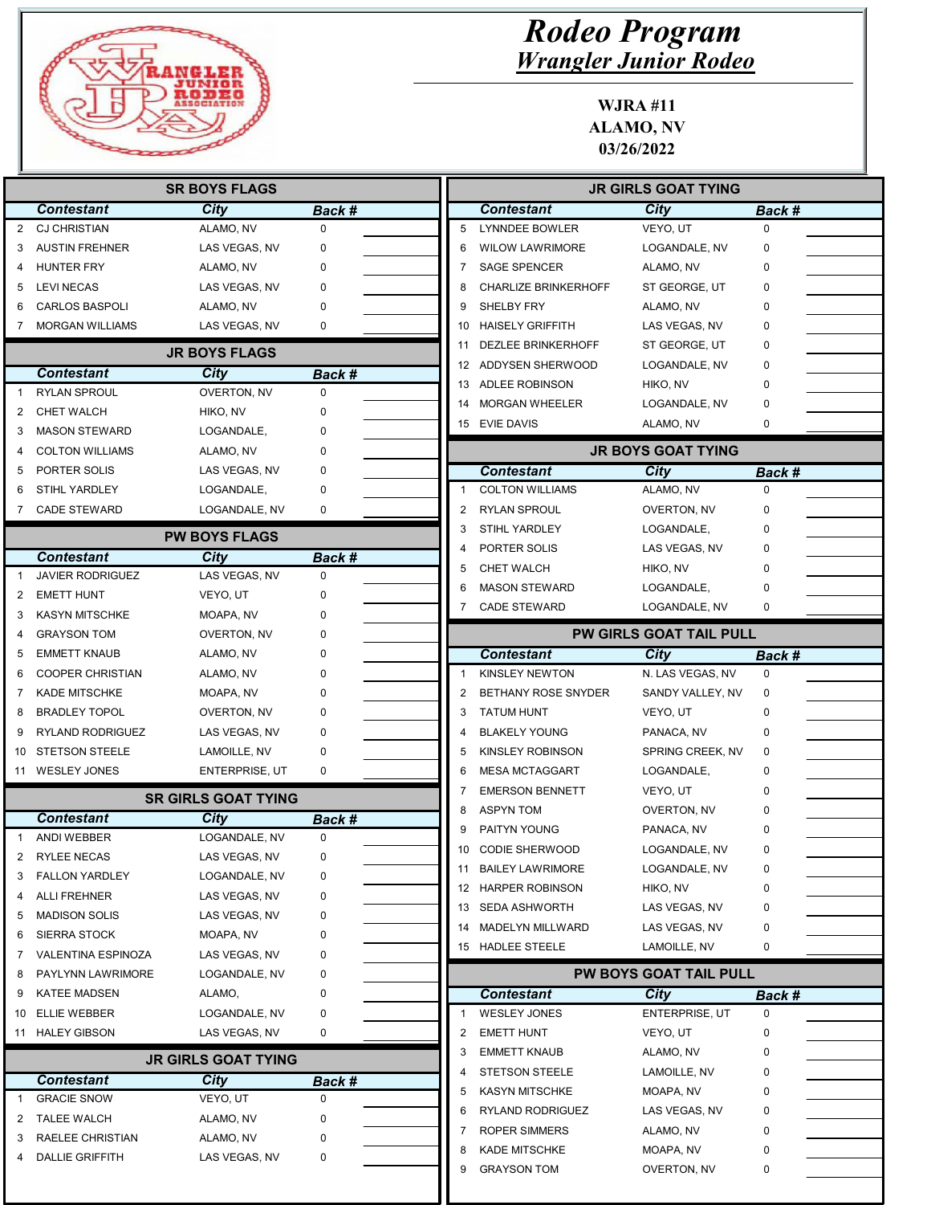# Rodeo Program

## Wrangler Junior Rodeo

**WJRA #11**
**ALAMO, NV**
**03/26/2022**

### SR BOYS FLAGS

| | Contestant | City | Back # | |
|---|---|---|---|---|
| 2 | CJ CHRISTIAN | ALAMO, NV | 0 | |
| 3 | AUSTIN FREHNER | LAS VEGAS, NV | 0 | |
| 4 | HUNTER FRY | ALAMO, NV | 0 | |
| 5 | LEVI NECAS | LAS VEGAS, NV | 0 | |
| 6 | CARLOS BASPOLI | ALAMO, NV | 0 | |
| 7 | MORGAN WILLIAMS | LAS VEGAS, NV | 0 | |

### JR BOYS FLAGS

| | Contestant | City | Back # | |
|---|---|---|---|---|
| 1 | RYLAN SPROUL | OVERTON, NV | 0 | |
| 2 | CHET WALCH | HIKO, NV | 0 | |
| 3 | MASON STEWARD | LOGANDALE, | 0 | |
| 4 | COLTON WILLIAMS | ALAMO, NV | 0 | |
| 5 | PORTER SOLIS | LAS VEGAS, NV | 0 | |
| 6 | STIHL YARDLEY | LOGANDALE, | 0 | |
| 7 | CADE STEWARD | LOGANDALE, NV | 0 | |

### PW BOYS FLAGS

| | Contestant | City | Back # | |
|---|---|---|---|---|
| 1 | JAVIER RODRIGUEZ | LAS VEGAS, NV | 0 | |
| 2 | EMETT HUNT | VEYO, UT | 0 | |
| 3 | KASYN MITSCHKE | MOAPA, NV | 0 | |
| 4 | GRAYSON TOM | OVERTON, NV | 0 | |
| 5 | EMMETT KNAUB | ALAMO, NV | 0 | |
| 6 | COOPER CHRISTIAN | ALAMO, NV | 0 | |
| 7 | KADE MITSCHKE | MOAPA, NV | 0 | |
| 8 | BRADLEY TOPOL | OVERTON, NV | 0 | |
| 9 | RYLAND RODRIGUEZ | LAS VEGAS, NV | 0 | |
| 10 | STETSON STEELE | LAMOILLE, NV | 0 | |
| 11 | WESLEY JONES | ENTERPRISE, UT | 0 | |

### SR GIRLS GOAT TYING

| | Contestant | City | Back # | |
|---|---|---|---|---|
| 1 | ANDI WEBBER | LOGANDALE, NV | 0 | |
| 2 | RYLEE NECAS | LAS VEGAS, NV | 0 | |
| 3 | FALLON YARDLEY | LOGANDALE, NV | 0 | |
| 4 | ALLI FREHNER | LAS VEGAS, NV | 0 | |
| 5 | MADISON SOLIS | LAS VEGAS, NV | 0 | |
| 6 | SIERRA STOCK | MOAPA, NV | 0 | |
| 7 | VALENTINA ESPINOZA | LAS VEGAS, NV | 0 | |
| 8 | PAYLYNN LAWRIMORE | LOGANDALE, NV | 0 | |
| 9 | KATEE MADSEN | ALAMO, | 0 | |
| 10 | ELLIE WEBBER | LOGANDALE, NV | 0 | |
| 11 | HALEY GIBSON | LAS VEGAS, NV | 0 | |

### JR GIRLS GOAT TYING

| | Contestant | City | Back # | |
|---|---|---|---|---|
| 1 | GRACIE SNOW | VEYO, UT | 0 | |
| 2 | TALEE WALCH | ALAMO, NV | 0 | |
| 3 | RAELEE CHRISTIAN | ALAMO, NV | 0 | |
| 4 | DALLIE GRIFFITH | LAS VEGAS, NV | 0 | |
| 5 | LYNNDEE BOWLER | VEYO, UT | 0 | |
| 6 | WILOW LAWRIMORE | LOGANDALE, NV | 0 | |
| 7 | SAGE SPENCER | ALAMO, NV | 0 | |
| 8 | CHARLIZE BRINKERHOFF | ST GEORGE, UT | 0 | |
| 9 | SHELBY FRY | ALAMO, NV | 0 | |
| 10 | HAISELY GRIFFITH | LAS VEGAS, NV | 0 | |
| 11 | DEZLEE BRINKERHOFF | ST GEORGE, UT | 0 | |
| 12 | ADDYSEN SHERWOOD | LOGANDALE, NV | 0 | |
| 13 | ADLEE ROBINSON | HIKO, NV | 0 | |
| 14 | MORGAN WHEELER | LOGANDALE, NV | 0 | |
| 15 | EVIE DAVIS | ALAMO, NV | 0 | |

### JR BOYS GOAT TYING

| | Contestant | City | Back # | |
|---|---|---|---|---|
| 1 | COLTON WILLIAMS | ALAMO, NV | 0 | |
| 2 | RYLAN SPROUL | OVERTON, NV | 0 | |
| 3 | STIHL YARDLEY | LOGANDALE, | 0 | |
| 4 | PORTER SOLIS | LAS VEGAS, NV | 0 | |
| 5 | CHET WALCH | HIKO, NV | 0 | |
| 6 | MASON STEWARD | LOGANDALE, | 0 | |
| 7 | CADE STEWARD | LOGANDALE, NV | 0 | |

### PW GIRLS GOAT TAIL PULL

| | Contestant | City | Back # | |
|---|---|---|---|---|
| 1 | KINSLEY NEWTON | N. LAS VEGAS, NV | 0 | |
| 2 | BETHANY ROSE SNYDER | SANDY VALLEY, NV | 0 | |
| 3 | TATUM HUNT | VEYO, UT | 0 | |
| 4 | BLAKELY YOUNG | PANACA, NV | 0 | |
| 5 | KINSLEY ROBINSON | SPRING CREEK, NV | 0 | |
| 6 | MESA MCTAGGART | LOGANDALE, | 0 | |
| 7 | EMERSON BENNETT | VEYO, UT | 0 | |
| 8 | ASPYN TOM | OVERTON, NV | 0 | |
| 9 | PAITYN YOUNG | PANACA, NV | 0 | |
| 10 | CODIE SHERWOOD | LOGANDALE, NV | 0 | |
| 11 | BAILEY LAWRIMORE | LOGANDALE, NV | 0 | |
| 12 | HARPER ROBINSON | HIKO, NV | 0 | |
| 13 | SEDA ASHWORTH | LAS VEGAS, NV | 0 | |
| 14 | MADELYN MILLWARD | LAS VEGAS, NV | 0 | |
| 15 | HADLEE STEELE | LAMOILLE, NV | 0 | |

### PW BOYS GOAT TAIL PULL

| | Contestant | City | Back # | |
|---|---|---|---|---|
| 1 | WESLEY JONES | ENTERPRISE, UT | 0 | |
| 2 | EMETT HUNT | VEYO, UT | 0 | |
| 3 | EMMETT KNAUB | ALAMO, NV | 0 | |
| 4 | STETSON STEELE | LAMOILLE, NV | 0 | |
| 5 | KASYN MITSCHKE | MOAPA, NV | 0 | |
| 6 | RYLAND RODRIGUEZ | LAS VEGAS, NV | 0 | |
| 7 | ROPER SIMMERS | ALAMO, NV | 0 | |
| 8 | KADE MITSCHKE | MOAPA, NV | 0 | |
| 9 | GRAYSON TOM | OVERTON, NV | 0 | |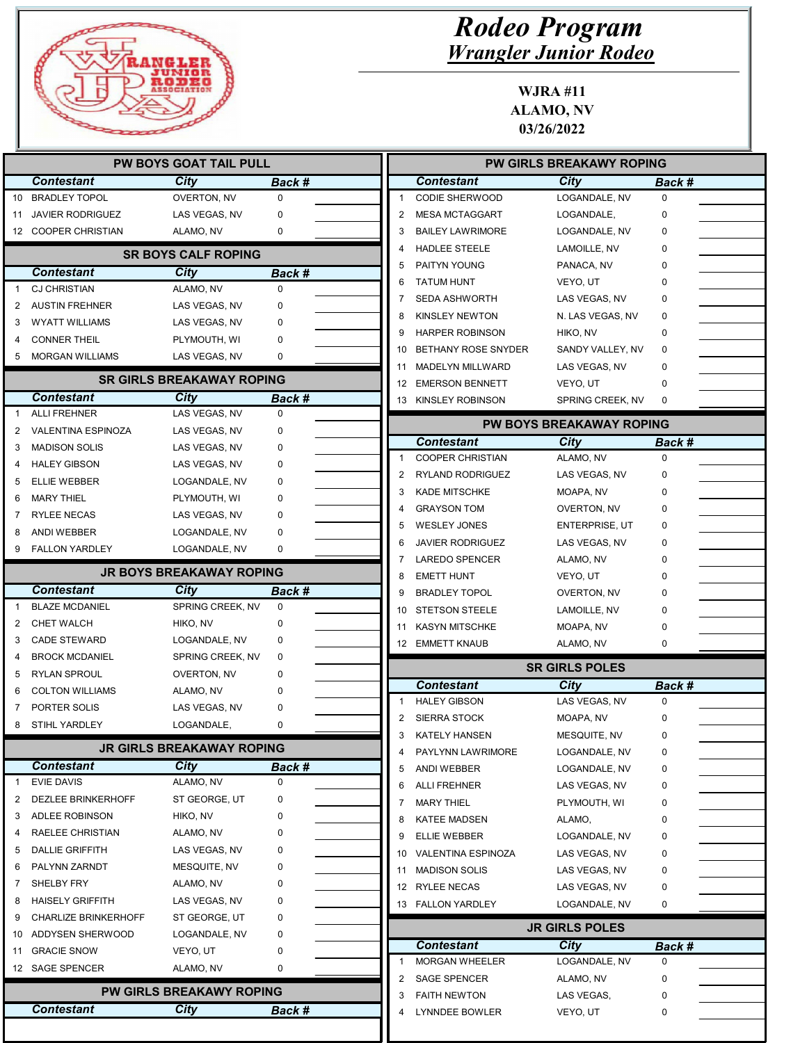# Rodeo Program

## Wrangler Junior Rodeo

**WJRA #11**
**ALAMO, NV**
**03/26/2022**

### PW BOYS GOAT TAIL PULL

| | Contestant | City | Back # | |
|---|---|---|---|---|
| 10 | BRADLEY TOPOL | OVERTON, NV | 0 | |
| 11 | JAVIER RODRIGUEZ | LAS VEGAS, NV | 0 | |
| 12 | COOPER CHRISTIAN | ALAMO, NV | 0 | |

### SR BOYS CALF ROPING

| | Contestant | City | Back # | |
|---|---|---|---|---|
| 1 | CJ CHRISTIAN | ALAMO, NV | 0 | |
| 2 | AUSTIN FREHNER | LAS VEGAS, NV | 0 | |
| 3 | WYATT WILLIAMS | LAS VEGAS, NV | 0 | |
| 4 | CONNER THEIL | PLYMOUTH, WI | 0 | |
| 5 | MORGAN WILLIAMS | LAS VEGAS, NV | 0 | |

### SR GIRLS BREAKAWAY ROPING

| | Contestant | City | Back # | |
|---|---|---|---|---|
| 1 | ALLI FREHNER | LAS VEGAS, NV | 0 | |
| 2 | VALENTINA ESPINOZA | LAS VEGAS, NV | 0 | |
| 3 | MADISON SOLIS | LAS VEGAS, NV | 0 | |
| 4 | HALEY GIBSON | LAS VEGAS, NV | 0 | |
| 5 | ELLIE WEBBER | LOGANDALE, NV | 0 | |
| 6 | MARY THIEL | PLYMOUTH, WI | 0 | |
| 7 | RYLEE NECAS | LAS VEGAS, NV | 0 | |
| 8 | ANDI WEBBER | LOGANDALE, NV | 0 | |
| 9 | FALLON YARDLEY | LOGANDALE, NV | 0 | |

### JR BOYS BREAKAWAY ROPING

| | Contestant | City | Back # | |
|---|---|---|---|---|
| 1 | BLAZE MCDANIEL | SPRING CREEK, NV | 0 | |
| 2 | CHET WALCH | HIKO, NV | 0 | |
| 3 | CADE STEWARD | LOGANDALE, NV | 0 | |
| 4 | BROCK MCDANIEL | SPRING CREEK, NV | 0 | |
| 5 | RYLAN SPROUL | OVERTON, NV | 0 | |
| 6 | COLTON WILLIAMS | ALAMO, NV | 0 | |
| 7 | PORTER SOLIS | LAS VEGAS, NV | 0 | |
| 8 | STIHL YARDLEY | LOGANDALE, | 0 | |

### JR GIRLS BREAKAWAY ROPING

| | Contestant | City | Back # | |
|---|---|---|---|---|
| 1 | EVIE DAVIS | ALAMO, NV | 0 | |
| 2 | DEZLEE BRINKERHOFF | ST GEORGE, UT | 0 | |
| 3 | ADLEE ROBINSON | HIKO, NV | 0 | |
| 4 | RAELEE CHRISTIAN | ALAMO, NV | 0 | |
| 5 | DALLIE GRIFFITH | LAS VEGAS, NV | 0 | |
| 6 | PALYNN ZARNDT | MESQUITE, NV | 0 | |
| 7 | SHELBY FRY | ALAMO, NV | 0 | |
| 8 | HAISELY GRIFFITH | LAS VEGAS, NV | 0 | |
| 9 | CHARLIZE BRINKERHOFF | ST GEORGE, UT | 0 | |
| 10 | ADDYSEN SHERWOOD | LOGANDALE, NV | 0 | |
| 11 | GRACIE SNOW | VEYO, UT | 0 | |
| 12 | SAGE SPENCER | ALAMO, NV | 0 | |

### PW GIRLS BREAKAWY ROPING

| | Contestant | City | Back # | |
|---|---|---|---|---|
| 1 | CODIE SHERWOOD | LOGANDALE, NV | 0 | |
| 2 | MESA MCTAGGART | LOGANDALE, | 0 | |
| 3 | BAILEY LAWRIMORE | LOGANDALE, NV | 0 | |
| 4 | HADLEE STEELE | LAMOILLE, NV | 0 | |
| 5 | PAITYN YOUNG | PANACA, NV | 0 | |
| 6 | TATUM HUNT | VEYO, UT | 0 | |
| 7 | SEDA ASHWORTH | LAS VEGAS, NV | 0 | |
| 8 | KINSLEY NEWTON | N. LAS VEGAS, NV | 0 | |
| 9 | HARPER ROBINSON | HIKO, NV | 0 | |
| 10 | BETHANY ROSE SNYDER | SANDY VALLEY, NV | 0 | |
| 11 | MADELYN MILLWARD | LAS VEGAS, NV | 0 | |
| 12 | EMERSON BENNETT | VEYO, UT | 0 | |
| 13 | KINSLEY ROBINSON | SPRING CREEK, NV | 0 | |

### PW BOYS BREAKAWAY ROPING

| | Contestant | City | Back # | |
|---|---|---|---|---|
| 1 | COOPER CHRISTIAN | ALAMO, NV | 0 | |
| 2 | RYLAND RODRIGUEZ | LAS VEGAS, NV | 0 | |
| 3 | KADE MITSCHKE | MOAPA, NV | 0 | |
| 4 | GRAYSON TOM | OVERTON, NV | 0 | |
| 5 | WESLEY JONES | ENTERPRISE, UT | 0 | |
| 6 | JAVIER RODRIGUEZ | LAS VEGAS, NV | 0 | |
| 7 | LAREDO SPENCER | ALAMO, NV | 0 | |
| 8 | EMETT HUNT | VEYO, UT | 0 | |
| 9 | BRADLEY TOPOL | OVERTON, NV | 0 | |
| 10 | STETSON STEELE | LAMOILLE, NV | 0 | |
| 11 | KASYN MITSCHKE | MOAPA, NV | 0 | |
| 12 | EMMETT KNAUB | ALAMO, NV | 0 | |

### SR GIRLS POLES

| | Contestant | City | Back # | |
|---|---|---|---|---|
| 1 | HALEY GIBSON | LAS VEGAS, NV | 0 | |
| 2 | SIERRA STOCK | MOAPA, NV | 0 | |
| 3 | KATELY HANSEN | MESQUITE, NV | 0 | |
| 4 | PAYLYNN LAWRIMORE | LOGANDALE, NV | 0 | |
| 5 | ANDI WEBBER | LOGANDALE, NV | 0 | |
| 6 | ALLI FREHNER | LAS VEGAS, NV | 0 | |
| 7 | MARY THIEL | PLYMOUTH, WI | 0 | |
| 8 | KATEE MADSEN | ALAMO, | 0 | |
| 9 | ELLIE WEBBER | LOGANDALE, NV | 0 | |
| 10 | VALENTINA ESPINOZA | LAS VEGAS, NV | 0 | |
| 11 | MADISON SOLIS | LAS VEGAS, NV | 0 | |
| 12 | RYLEE NECAS | LAS VEGAS, NV | 0 | |
| 13 | FALLON YARDLEY | LOGANDALE, NV | 0 | |

### JR GIRLS POLES

| | Contestant | City | Back # | |
|---|---|---|---|---|
| 1 | MORGAN WHEELER | LOGANDALE, NV | 0 | |
| 2 | SAGE SPENCER | ALAMO, NV | 0 | |
| 3 | FAITH NEWTON | LAS VEGAS, | 0 | |
| 4 | LYNNDEE BOWLER | VEYO, UT | 0 | |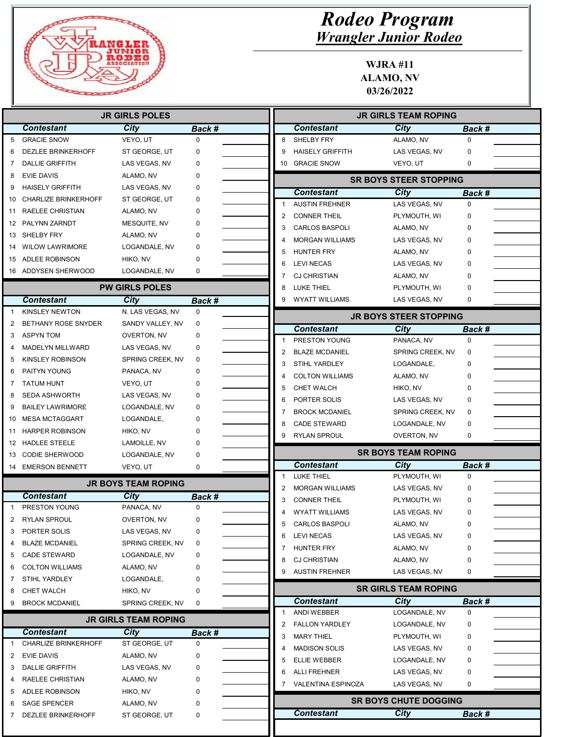# Rodeo Program

## Wrangler Junior Rodeo

**WJRA #11**
**ALAMO, NV**
**03/26/2022**

### JR GIRLS POLES

| | Contestant | City | Back # | |
|---|---|---|---|---|
| 5 | GRACIE SNOW | VEYO, UT | 0 | |
| 6 | DEZLEE BRINKERHOFF | ST GEORGE, UT | 0 | |
| 7 | DALLIE GRIFFITH | LAS VEGAS, NV | 0 | |
| 8 | EVIE DAVIS | ALAMO, NV | 0 | |
| 9 | HAISELY GRIFFITH | LAS VEGAS, NV | 0 | |
| 10 | CHARLIZE BRINKERHOFF | ST GEORGE, UT | 0 | |
| 11 | RAELEE CHRISTIAN | ALAMO, NV | 0 | |
| 12 | PALYNN ZARNDT | MESQUITE, NV | 0 | |
| 13 | SHELBY FRY | ALAMO, NV | 0 | |
| 14 | WILOW LAWRIMORE | LOGANDALE, NV | 0 | |
| 15 | ADLEE ROBINSON | HIKO, NV | 0 | |
| 16 | ADDYSEN SHERWOOD | LOGANDALE, NV | 0 | |

### PW GIRLS POLES

| | Contestant | City | Back # | |
|---|---|---|---|---|
| 1 | KINSLEY NEWTON | N. LAS VEGAS, NV | 0 | |
| 2 | BETHANY ROSE SNYDER | SANDY VALLEY, NV | 0 | |
| 3 | ASPYN TOM | OVERTON, NV | 0 | |
| 4 | MADELYN MILLWARD | LAS VEGAS, NV | 0 | |
| 5 | KINSLEY ROBINSON | SPRING CREEK, NV | 0 | |
| 6 | PAITYN YOUNG | PANACA, NV | 0 | |
| 7 | TATUM HUNT | VEYO, UT | 0 | |
| 8 | SEDA ASHWORTH | LAS VEGAS, NV | 0 | |
| 9 | BAILEY LAWRIMORE | LOGANDALE, NV | 0 | |
| 10 | MESA MCTAGGART | LOGANDALE, | 0 | |
| 11 | HARPER ROBINSON | HIKO, NV | 0 | |
| 12 | HADLEE STEELE | LAMOILLE, NV | 0 | |
| 13 | CODIE SHERWOOD | LOGANDALE, NV | 0 | |
| 14 | EMERSON BENNETT | VEYO, UT | 0 | |

### JR BOYS TEAM ROPING

| | Contestant | City | Back # | |
|---|---|---|---|---|
| 1 | PRESTON YOUNG | PANACA, NV | 0 | |
| 2 | RYLAN SPROUL | OVERTON, NV | 0 | |
| 3 | PORTER SOLIS | LAS VEGAS, NV | 0 | |
| 4 | BLAZE MCDANIEL | SPRING CREEK, NV | 0 | |
| 5 | CADE STEWARD | LOGANDALE, NV | 0 | |
| 6 | COLTON WILLIAMS | ALAMO, NV | 0 | |
| 7 | STIHL YARDLEY | LOGANDALE, | 0 | |
| 8 | CHET WALCH | HIKO, NV | 0 | |
| 9 | BROCK MCDANIEL | SPRING CREEK, NV | 0 | |

### JR GIRLS TEAM ROPING

| | Contestant | City | Back # | |
|---|---|---|---|---|
| 1 | CHARLIZE BRINKERHOFF | ST GEORGE, UT | 0 | |
| 2 | EVIE DAVIS | ALAMO, NV | 0 | |
| 3 | DALLIE GRIFFITH | LAS VEGAS, NV | 0 | |
| 4 | RAELEE CHRISTIAN | ALAMO, NV | 0 | |
| 5 | ADLEE ROBINSON | HIKO, NV | 0 | |
| 6 | SAGE SPENCER | ALAMO, NV | 0 | |
| 7 | DEZLEE BRINKERHOFF | ST GEORGE, UT | 0 | |
| 8 | SHELBY FRY | ALAMO, NV | 0 | |
| 9 | HAISELY GRIFFITH | LAS VEGAS, NV | 0 | |
| 10 | GRACIE SNOW | VEYO, UT | 0 | |

### SR BOYS STEER STOPPING

| | Contestant | City | Back # | |
|---|---|---|---|---|
| 1 | AUSTIN FREHNER | LAS VEGAS, NV | 0 | |
| 2 | CONNER THEIL | PLYMOUTH, WI | 0 | |
| 3 | CARLOS BASPOLI | ALAMO, NV | 0 | |
| 4 | MORGAN WILLIAMS | LAS VEGAS, NV | 0 | |
| 5 | HUNTER FRY | ALAMO, NV | 0 | |
| 6 | LEVI NECAS | LAS VEGAS, NV | 0 | |
| 7 | CJ CHRISTIAN | ALAMO, NV | 0 | |
| 8 | LUKE THIEL | PLYMOUTH, WI | 0 | |
| 9 | WYATT WILLIAMS | LAS VEGAS, NV | 0 | |

### JR BOYS STEER STOPPING

| | Contestant | City | Back # | |
|---|---|---|---|---|
| 1 | PRESTON YOUNG | PANACA, NV | 0 | |
| 2 | BLAZE MCDANIEL | SPRING CREEK, NV | 0 | |
| 3 | STIHL YARDLEY | LOGANDALE, | 0 | |
| 4 | COLTON WILLIAMS | ALAMO, NV | 0 | |
| 5 | CHET WALCH | HIKO, NV | 0 | |
| 6 | PORTER SOLIS | LAS VEGAS, NV | 0 | |
| 7 | BROCK MCDANIEL | SPRING CREEK, NV | 0 | |
| 8 | CADE STEWARD | LOGANDALE, NV | 0 | |
| 9 | RYLAN SPROUL | OVERTON, NV | 0 | |

### SR BOYS TEAM ROPING

| | Contestant | City | Back # | |
|---|---|---|---|---|
| 1 | LUKE THIEL | PLYMOUTH, WI | 0 | |
| 2 | MORGAN WILLIAMS | LAS VEGAS, NV | 0 | |
| 3 | CONNER THEIL | PLYMOUTH, WI | 0 | |
| 4 | WYATT WILLIAMS | LAS VEGAS, NV | 0 | |
| 5 | CARLOS BASPOLI | ALAMO, NV | 0 | |
| 6 | LEVI NECAS | LAS VEGAS, NV | 0 | |
| 7 | HUNTER FRY | ALAMO, NV | 0 | |
| 8 | CJ CHRISTIAN | ALAMO, NV | 0 | |
| 9 | AUSTIN FREHNER | LAS VEGAS, NV | 0 | |

### SR GIRLS TEAM ROPING

| | Contestant | City | Back # | |
|---|---|---|---|---|
| 1 | ANDI WEBBER | LOGANDALE, NV | 0 | |
| 2 | FALLON YARDLEY | LOGANDALE, NV | 0 | |
| 3 | MARY THIEL | PLYMOUTH, WI | 0 | |
| 4 | MADISON SOLIS | LAS VEGAS, NV | 0 | |
| 5 | ELLIE WEBBER | LOGANDALE, NV | 0 | |
| 6 | ALLI FREHNER | LAS VEGAS, NV | 0 | |
| 7 | VALENTINA ESPINOZA | LAS VEGAS, NV | 0 | |

### SR BOYS CHUTE DOGGING

| | Contestant | City | Back # | |
|---|---|---|---|---|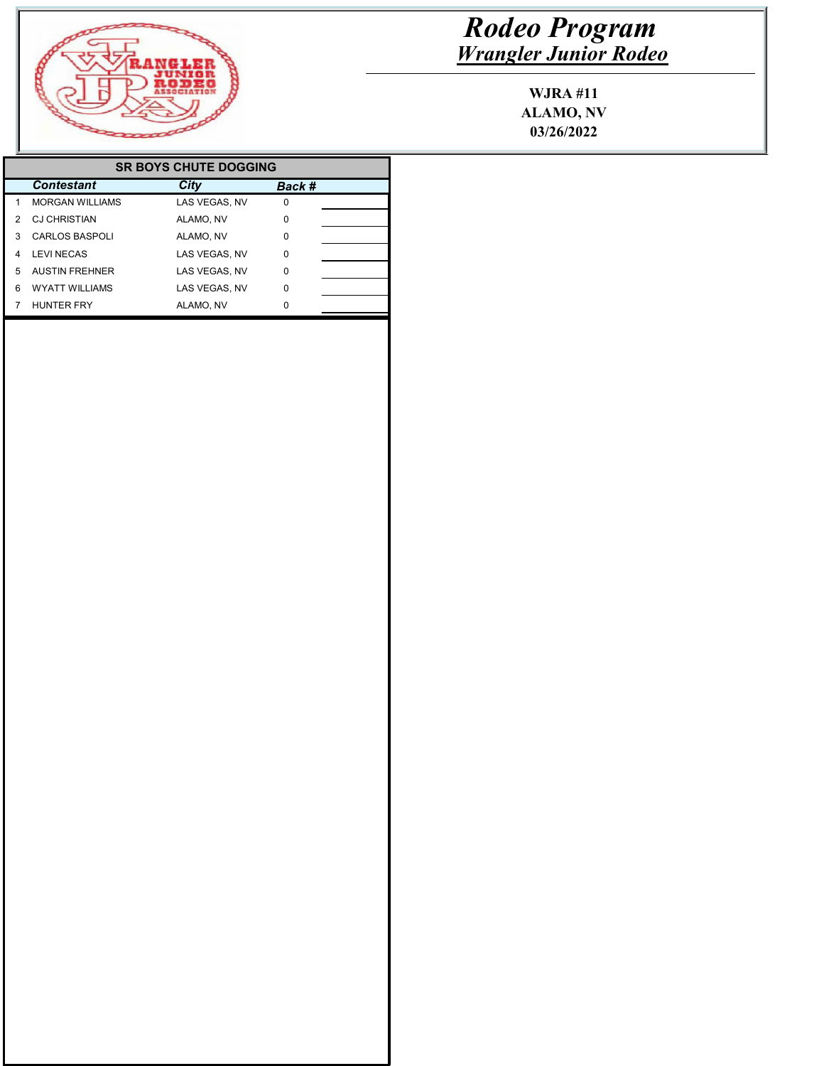# Rodeo Program
## Wrangler Junior Rodeo

**WJRA #11**
**ALAMO, NV**
**03/26/2022**

### SR BOYS CHUTE DOGGING

| | Contestant | City | Back # | |
|---|---|---|---|---|
| 1 | MORGAN WILLIAMS | LAS VEGAS, NV | 0 | |
| 2 | CJ CHRISTIAN | ALAMO, NV | 0 | |
| 3 | CARLOS BASPOLI | ALAMO, NV | 0 | |
| 4 | LEVI NECAS | LAS VEGAS, NV | 0 | |
| 5 | AUSTIN FREHNER | LAS VEGAS, NV | 0 | |
| 6 | WYATT WILLIAMS | LAS VEGAS, NV | 0 | |
| 7 | HUNTER FRY | ALAMO, NV | 0 | |